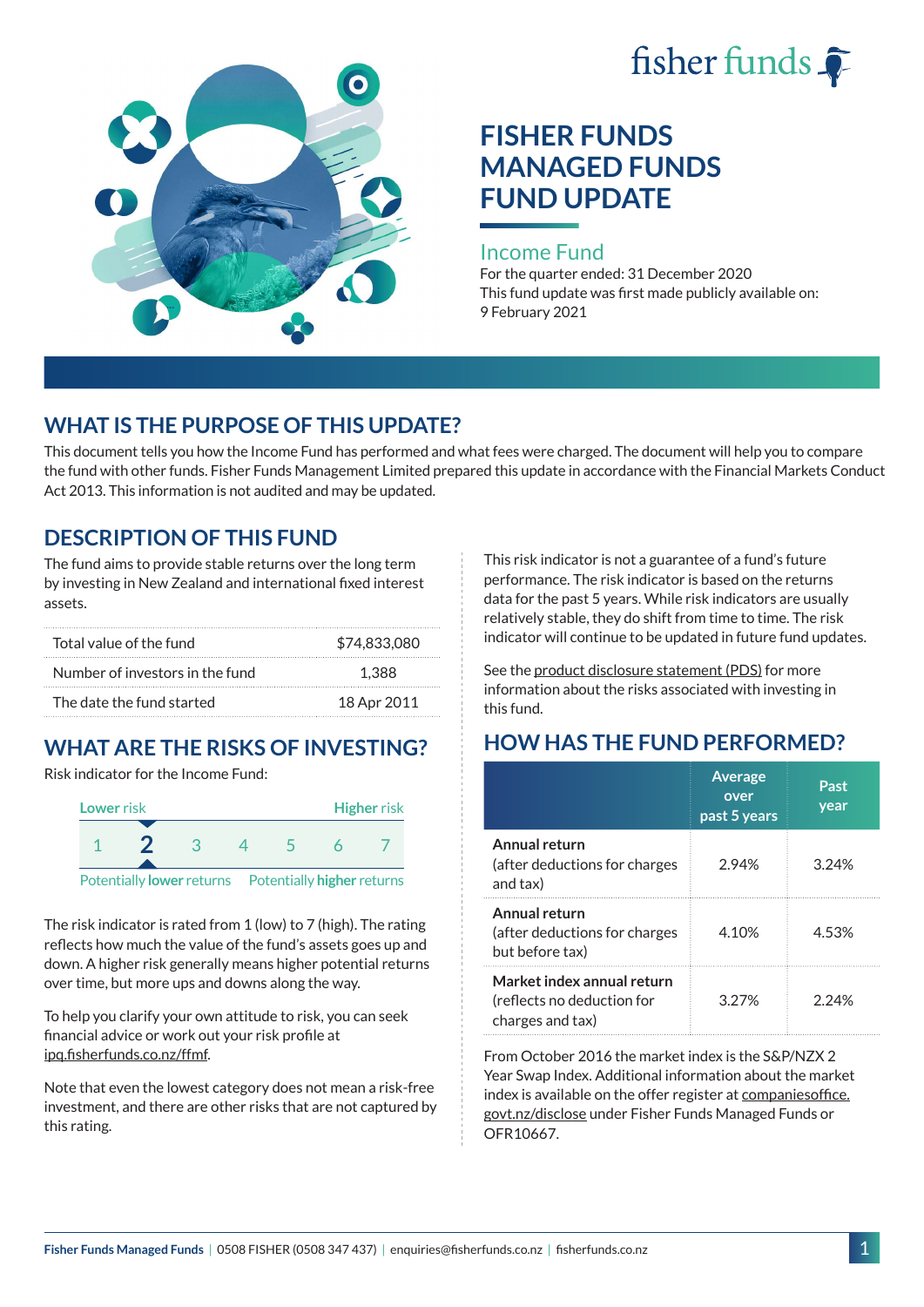# FISHER FUNDS MANAGED FUNDS FUND UPDATE

## Income Fund

For the quarter ended: 31 December 2020

This fund update was first made publicly available on: 9 February 2021

## WHAT IS THE PURPOSE OF THIS UPDATE?

This document tells you how the Income Fund has performed and what fees were charged. The document will help you to compare the fund with other funds. Fisher Funds Management Limited prepared this update in accordance with the Financial Markets Conduct Act 2013. This information is not audited and may be updated.

## DESCRIPTION OF THIS FUND

The fund aims to provide stable returns over the long term by investing in New Zealand and international fixed interest assets.

| | |
|---|---|
| Total value of the fund | $74,833,080 |
| Number of investors in the fund | 1,388 |
| The date the fund started | 18 Apr 2011 |

## WHAT ARE THE RISKS OF INVESTING?

Risk indicator for the Income Fund:

| Lower risk | | | | | | Higher risk |
|---|---|---|---|---|---|---|
| 1 | **2** | 3 | 4 | 5 | 6 | 7 |
| Potentially **lower** returns | | | | | | Potentially **higher** returns |

The risk indicator is rated from 1 (low) to 7 (high). The rating reflects how much the value of the fund's assets goes up and down. A higher risk generally means higher potential returns over time, but more ups and downs along the way.

To help you clarify your own attitude to risk, you can seek financial advice or work out your risk profile at ipq.fisherfunds.co.nz/ffmf.

Note that even the lowest category does not mean a risk-free investment, and there are other risks that are not captured by this rating.

This risk indicator is not a guarantee of a fund's future performance. The risk indicator is based on the returns data for the past 5 years. While risk indicators are usually relatively stable, they do shift from time to time. The risk indicator will continue to be updated in future fund updates.

See the product disclosure statement (PDS) for more information about the risks associated with investing in this fund.

## HOW HAS THE FUND PERFORMED?

| | Average over past 5 years | Past year |
|---|---|---|
| **Annual return** (after deductions for charges and tax) | 2.94% | 3.24% |
| **Annual return** (after deductions for charges but before tax) | 4.10% | 4.53% |
| **Market index annual return** (reflects no deduction for charges and tax) | 3.27% | 2.24% |

From October 2016 the market index is the S&P/NZX 2 Year Swap Index. Additional information about the market index is available on the offer register at companiesoffice.govt.nz/disclose under Fisher Funds Managed Funds or OFR10667.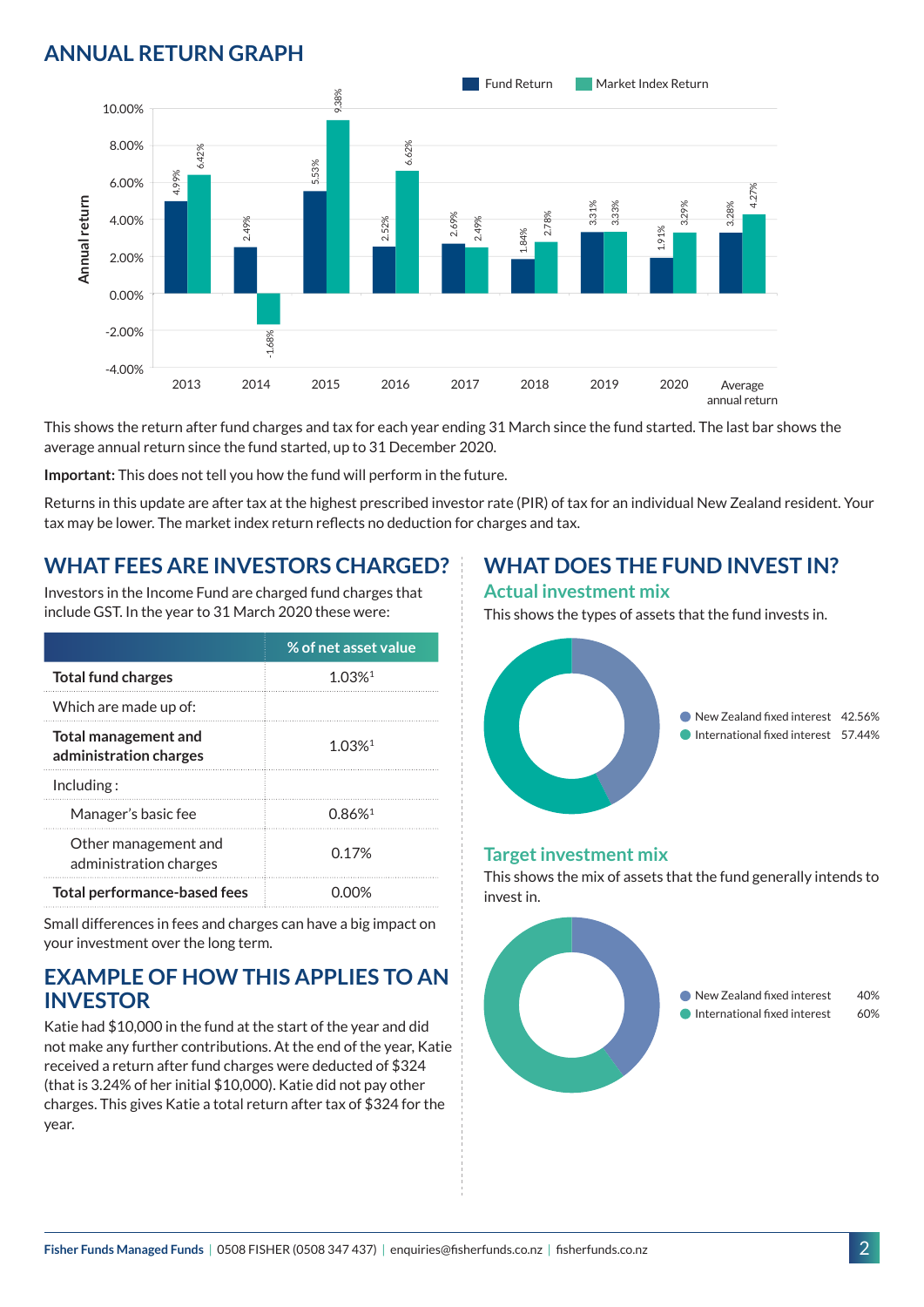## ANNUAL RETURN GRAPH

| Year | Fund Return | Market Index Return |
|---|---|---|
| 2013 | 4.99% | 6.42% |
| 2014 | 2.49% | -1.68% |
| 2015 | 5.53% | 9.38% |
| 2016 | 2.52% | 6.62% |
| 2017 | 2.69% | 2.49% |
| 2018 | 1.84% | 2.78% |
| 2019 | 3.31% | 3.33% |
| 2020 | 1.91% | 3.29% |
| Average annual return | 3.28% | 4.27% |

This shows the return after fund charges and tax for each year ending 31 March since the fund started. The last bar shows the average annual return since the fund started, up to 31 December 2020.

**Important:** This does not tell you how the fund will perform in the future.

Returns in this update are after tax at the highest prescribed investor rate (PIR) of tax for an individual New Zealand resident. Your tax may be lower. The market index return reflects no deduction for charges and tax.

## WHAT FEES ARE INVESTORS CHARGED?

Investors in the Income Fund are charged fund charges that include GST. In the year to 31 March 2020 these were:

| | % of net asset value |
|---|---|
| **Total fund charges** | 1.03%[1] |
| Which are made up of: | |
| **Total management and administration charges** | 1.03%[1] |
| Including : | |
| Manager's basic fee | 0.86%[1] |
| Other management and administration charges | 0.17% |
| **Total performance-based fees** | 0.00% |

Small differences in fees and charges can have a big impact on your investment over the long term.

## EXAMPLE OF HOW THIS APPLIES TO AN INVESTOR

Katie had $10,000 in the fund at the start of the year and did not make any further contributions. At the end of the year, Katie received a return after fund charges were deducted of $324 (that is 3.24% of her initial $10,000). Katie did not pay other charges. This gives Katie a total return after tax of $324 for the year.

## WHAT DOES THE FUND INVEST IN?

### Actual investment mix

This shows the types of assets that the fund invests in.

- New Zealand fixed interest 42.56%
- International fixed interest 57.44%

### Target investment mix

This shows the mix of assets that the fund generally intends to invest in.

- New Zealand fixed interest 40%
- International fixed interest 60%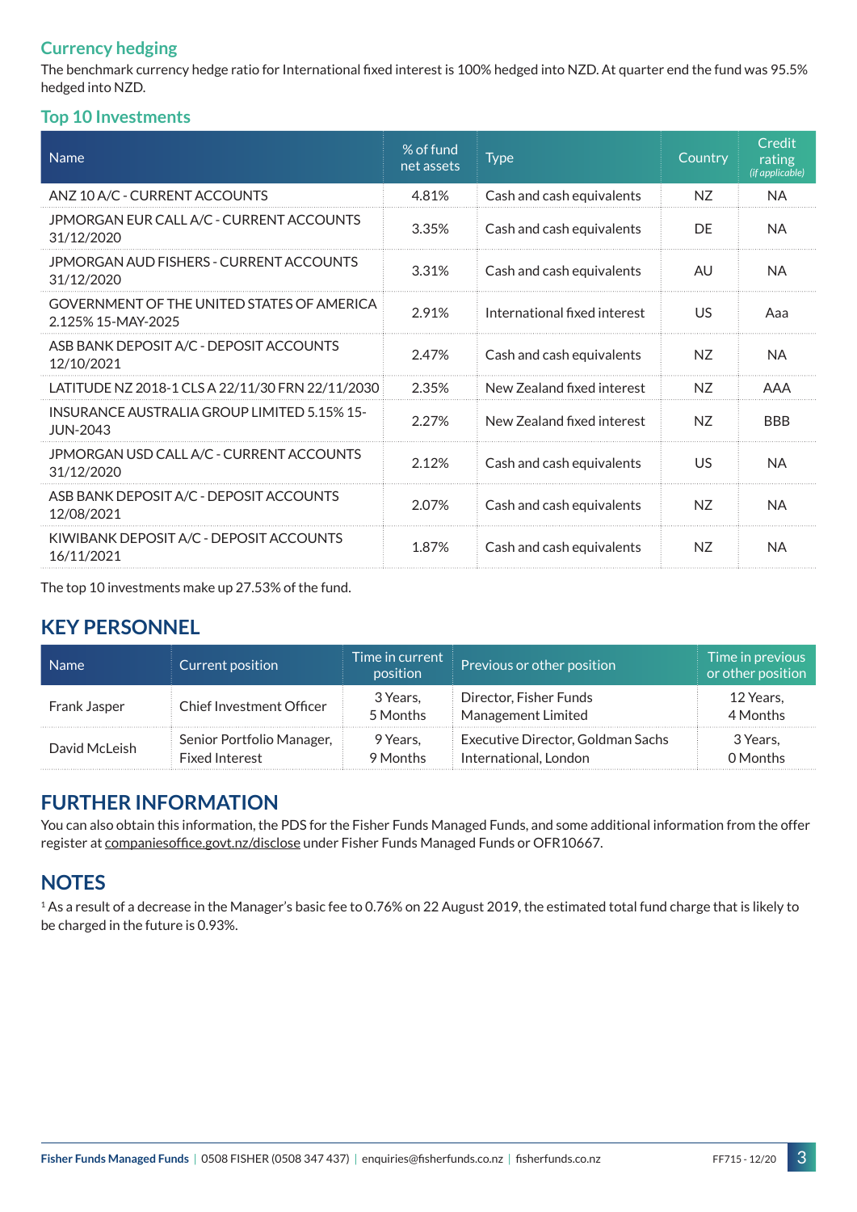## Currency hedging

The benchmark currency hedge ratio for International fixed interest is 100% hedged into NZD. At quarter end the fund was 95.5% hedged into NZD.

## Top 10 Investments

| Name | % of fund net assets | Type | Country | Credit rating *(if applicable)* |
|---|---|---|---|---|
| ANZ 10 A/C - CURRENT ACCOUNTS | 4.81% | Cash and cash equivalents | NZ | NA |
| JPMORGAN EUR CALL A/C - CURRENT ACCOUNTS 31/12/2020 | 3.35% | Cash and cash equivalents | DE | NA |
| JPMORGAN AUD FISHERS - CURRENT ACCOUNTS 31/12/2020 | 3.31% | Cash and cash equivalents | AU | NA |
| GOVERNMENT OF THE UNITED STATES OF AMERICA 2.125% 15-MAY-2025 | 2.91% | International fixed interest | US | Aaa |
| ASB BANK DEPOSIT A/C - DEPOSIT ACCOUNTS 12/10/2021 | 2.47% | Cash and cash equivalents | NZ | NA |
| LATITUDE NZ 2018-1 CLS A 22/11/30 FRN 22/11/2030 | 2.35% | New Zealand fixed interest | NZ | AAA |
| INSURANCE AUSTRALIA GROUP LIMITED 5.15% 15-JUN-2043 | 2.27% | New Zealand fixed interest | NZ | BBB |
| JPMORGAN USD CALL A/C - CURRENT ACCOUNTS 31/12/2020 | 2.12% | Cash and cash equivalents | US | NA |
| ASB BANK DEPOSIT A/C - DEPOSIT ACCOUNTS 12/08/2021 | 2.07% | Cash and cash equivalents | NZ | NA |
| KIWIBANK DEPOSIT A/C - DEPOSIT ACCOUNTS 16/11/2021 | 1.87% | Cash and cash equivalents | NZ | NA |

The top 10 investments make up 27.53% of the fund.

# KEY PERSONNEL

| Name | Current position | Time in current position | Previous or other position | Time in previous or other position |
|---|---|---|---|---|
| Frank Jasper | Chief Investment Officer | 3 Years, 5 Months | Director, Fisher Funds Management Limited | 12 Years, 4 Months |
| David McLeish | Senior Portfolio Manager, Fixed Interest | 9 Years, 9 Months | Executive Director, Goldman Sachs International, London | 3 Years, 0 Months |

# FURTHER INFORMATION

You can also obtain this information, the PDS for the Fisher Funds Managed Funds, and some additional information from the offer register at companiesoffice.govt.nz/disclose under Fisher Funds Managed Funds or OFR10667.

# NOTES

[1] As a result of a decrease in the Manager's basic fee to 0.76% on 22 August 2019, the estimated total fund charge that is likely to be charged in the future is 0.93%.